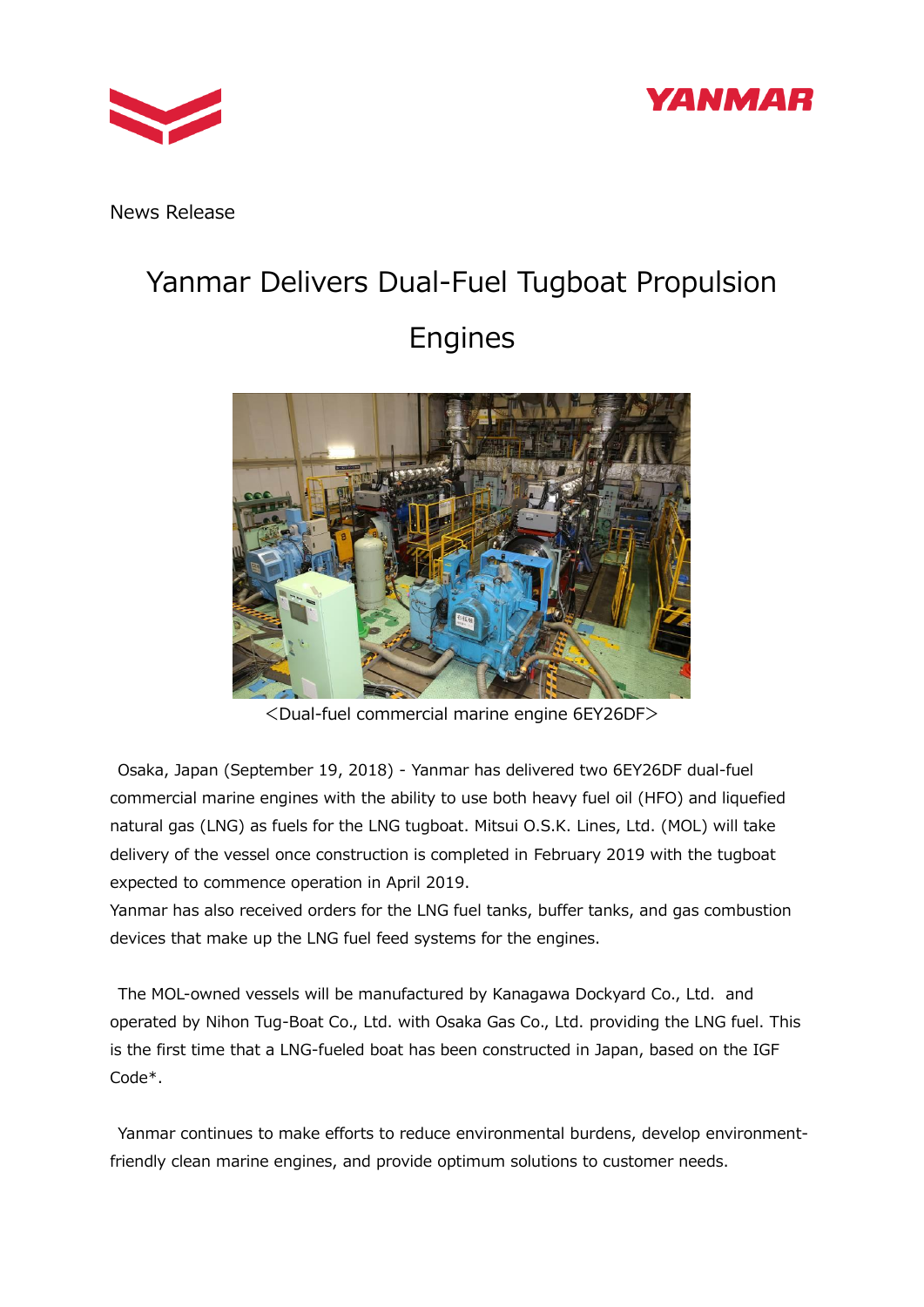News Release

# Yanmar Delivers Dual-Fuel Tugboat Propulsion Engines

<Dual-fuel commercial marine engine 6EY26DF>

Osaka, Japan (September 19, 2018) - Yanmar has delivered two 6EY26DF dual-fuel commercial marine engines with the ability to use both heavy fuel oil (HFO) and liquefied natural gas (LNG) as fuels for the LNG tugboat. Mitsui O.S.K. Lines, Ltd. (MOL) will take delivery of the vessel once construction is completed in February 2019 with the tugboat expected to commence operation in April 2019.
Yanmar has also received orders for the LNG fuel tanks, buffer tanks, and gas combustion devices that make up the LNG fuel feed systems for the engines.

The MOL-owned vessels will be manufactured by Kanagawa Dockyard Co., Ltd. and operated by Nihon Tug-Boat Co., Ltd. with Osaka Gas Co., Ltd. providing the LNG fuel. This is the first time that a LNG-fueled boat has been constructed in Japan, based on the IGF Code*.

Yanmar continues to make efforts to reduce environmental burdens, develop environment-friendly clean marine engines, and provide optimum solutions to customer needs.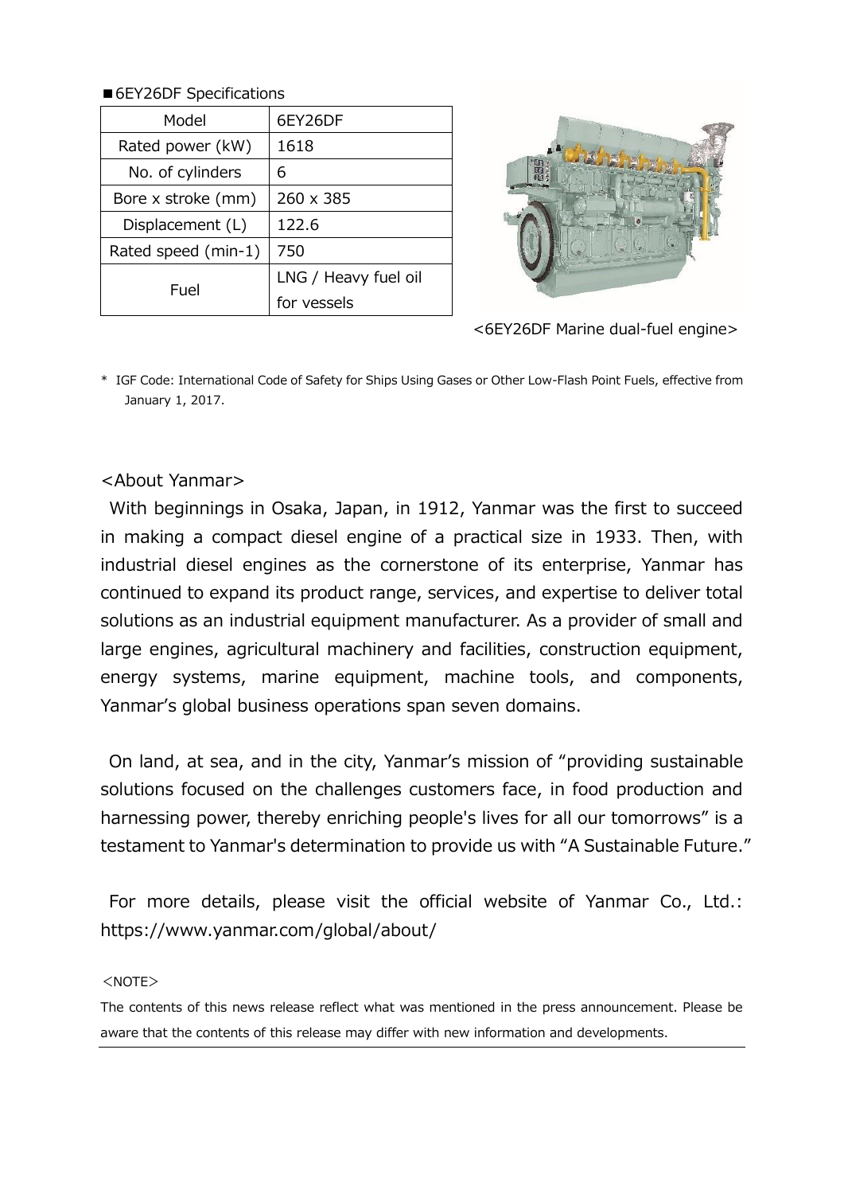■6EY26DF Specifications

| Model | 6EY26DF |
| --- | --- |
| Rated power (kW) | 1618 |
| No. of cylinders | 6 |
| Bore x stroke (mm) | 260 x 385 |
| Displacement (L) | 122.6 |
| Rated speed (min-1) | 750 |
| Fuel | LNG / Heavy fuel oil for vessels |

<6EY26DF Marine dual-fuel engine>

* IGF Code: International Code of Safety for Ships Using Gases or Other Low-Flash Point Fuels, effective from January 1, 2017.

<About Yanmar>

With beginnings in Osaka, Japan, in 1912, Yanmar was the first to succeed in making a compact diesel engine of a practical size in 1933. Then, with industrial diesel engines as the cornerstone of its enterprise, Yanmar has continued to expand its product range, services, and expertise to deliver total solutions as an industrial equipment manufacturer. As a provider of small and large engines, agricultural machinery and facilities, construction equipment, energy systems, marine equipment, machine tools, and components, Yanmar's global business operations span seven domains.

On land, at sea, and in the city, Yanmar's mission of "providing sustainable solutions focused on the challenges customers face, in food production and harnessing power, thereby enriching people's lives for all our tomorrows" is a testament to Yanmar's determination to provide us with "A Sustainable Future."

For more details, please visit the official website of Yanmar Co., Ltd.: https://www.yanmar.com/global/about/

<NOTE>

The contents of this news release reflect what was mentioned in the press announcement. Please be aware that the contents of this release may differ with new information and developments.